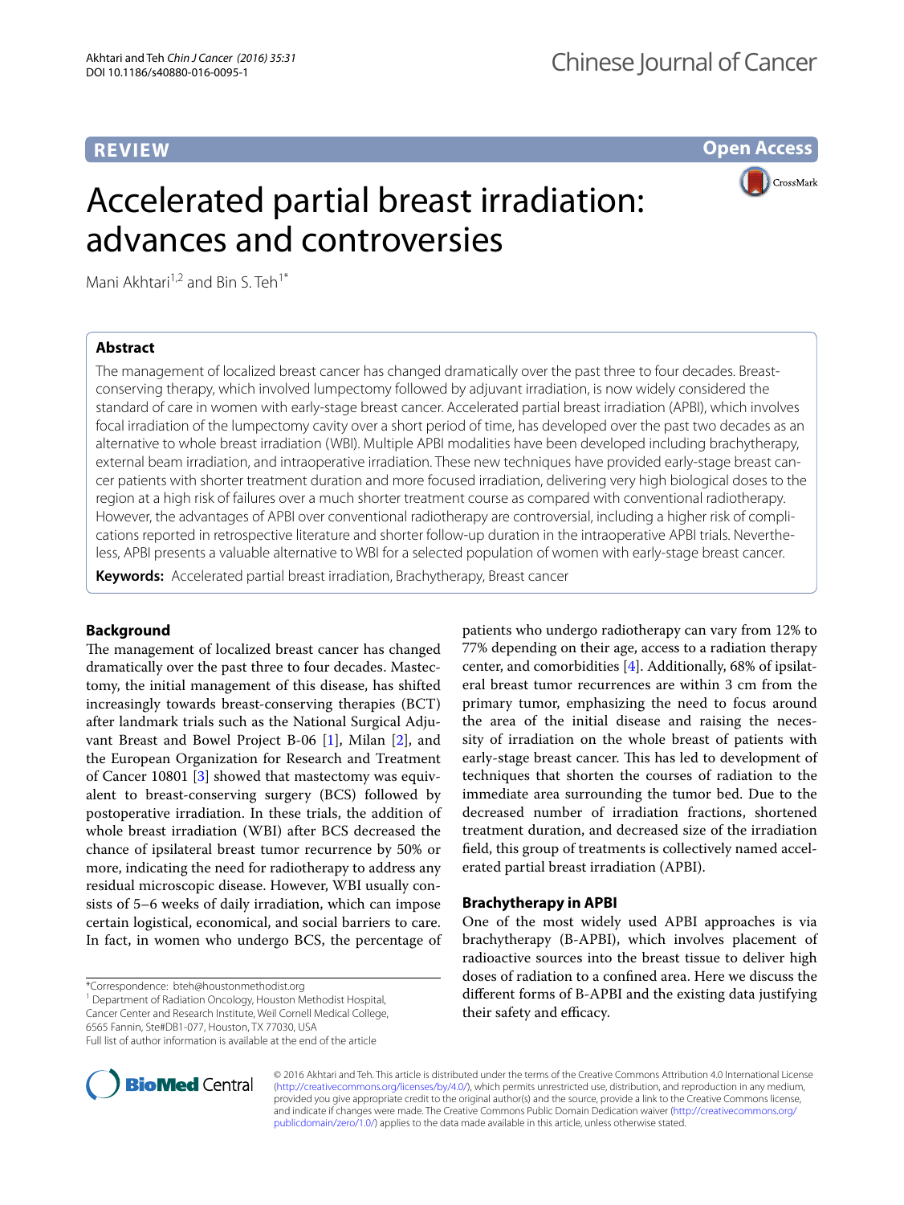REVIEW

Open Access

# Accelerated partial breast irradiation: advances and controversies

Mani Akhtari[1,2] and Bin S. Teh[1*]

## Abstract

The management of localized breast cancer has changed dramatically over the past three to four decades. Breast-conserving therapy, which involved lumpectomy followed by adjuvant irradiation, is now widely considered the standard of care in women with early-stage breast cancer. Accelerated partial breast irradiation (APBI), which involves focal irradiation of the lumpectomy cavity over a short period of time, has developed over the past two decades as an alternative to whole breast irradiation (WBI). Multiple APBI modalities have been developed including brachytherapy, external beam irradiation, and intraoperative irradiation. These new techniques have provided early-stage breast cancer patients with shorter treatment duration and more focused irradiation, delivering very high biological doses to the region at a high risk of failures over a much shorter treatment course as compared with conventional radiotherapy. However, the advantages of APBI over conventional radiotherapy are controversial, including a higher risk of complications reported in retrospective literature and shorter follow-up duration in the intraoperative APBI trials. Nevertheless, APBI presents a valuable alternative to WBI for a selected population of women with early-stage breast cancer.

**Keywords:** Accelerated partial breast irradiation, Brachytherapy, Breast cancer

## Background

The management of localized breast cancer has changed dramatically over the past three to four decades. Mastectomy, the initial management of this disease, has shifted increasingly towards breast-conserving therapies (BCT) after landmark trials such as the National Surgical Adjuvant Breast and Bowel Project B-06 [1], Milan [2], and the European Organization for Research and Treatment of Cancer 10801 [3] showed that mastectomy was equivalent to breast-conserving surgery (BCS) followed by postoperative irradiation. In these trials, the addition of whole breast irradiation (WBI) after BCS decreased the chance of ipsilateral breast tumor recurrence by 50% or more, indicating the need for radiotherapy to address any residual microscopic disease. However, WBI usually consists of 5–6 weeks of daily irradiation, which can impose certain logistical, economical, and social barriers to care. In fact, in women who undergo BCS, the percentage of patients who undergo radiotherapy can vary from 12% to 77% depending on their age, access to a radiation therapy center, and comorbidities [4]. Additionally, 68% of ipsilateral breast tumor recurrences are within 3 cm from the primary tumor, emphasizing the need to focus around the area of the initial disease and raising the necessity of irradiation on the whole breast of patients with early-stage breast cancer. This has led to development of techniques that shorten the courses of radiation to the immediate area surrounding the tumor bed. Due to the decreased number of irradiation fractions, shortened treatment duration, and decreased size of the irradiation field, this group of treatments is collectively named accelerated partial breast irradiation (APBI).

### Brachytherapy in APBI

One of the most widely used APBI approaches is via brachytherapy (B-APBI), which involves placement of radioactive sources into the breast tissue to deliver high doses of radiation to a confined area. Here we discuss the different forms of B-APBI and the existing data justifying their safety and efficacy.

*Correspondence: bteh@houstonmethodist.org
[1] Department of Radiation Oncology, Houston Methodist Hospital, Cancer Center and Research Institute, Weil Cornell Medical College, 6565 Fannin, Ste#DB1-077, Houston, TX 77030, USA
Full list of author information is available at the end of the article

© 2016 Akhtari and Teh. This article is distributed under the terms of the Creative Commons Attribution 4.0 International License (http://creativecommons.org/licenses/by/4.0/), which permits unrestricted use, distribution, and reproduction in any medium, provided you give appropriate credit to the original author(s) and the source, provide a link to the Creative Commons license, and indicate if changes were made. The Creative Commons Public Domain Dedication waiver (http://creativecommons.org/publicdomain/zero/1.0/) applies to the data made available in this article, unless otherwise stated.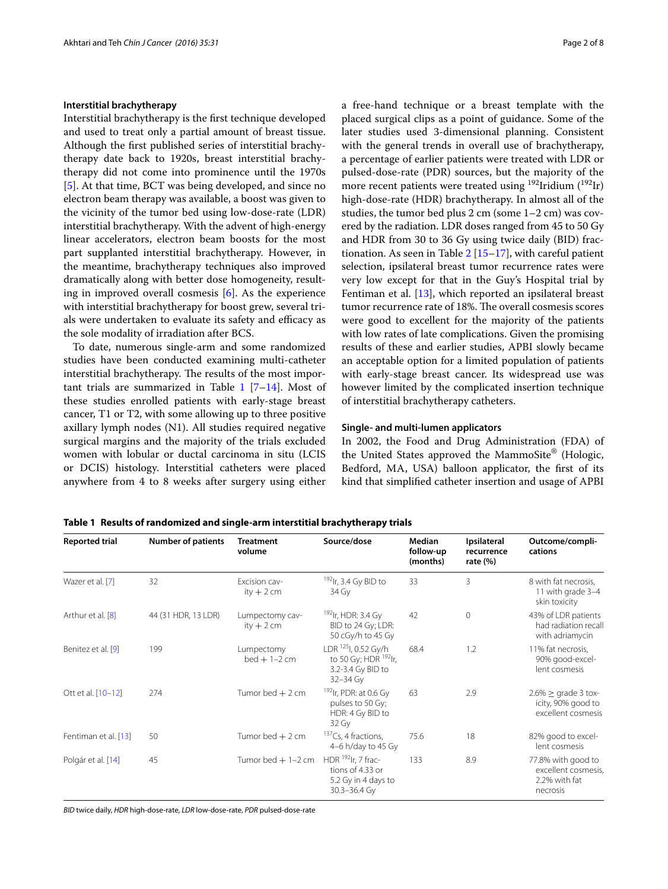### Interstitial brachytherapy

Interstitial brachytherapy is the first technique developed and used to treat only a partial amount of breast tissue. Although the first published series of interstitial brachytherapy date back to 1920s, breast interstitial brachytherapy did not come into prominence until the 1970s [5]. At that time, BCT was being developed, and since no electron beam therapy was available, a boost was given to the vicinity of the tumor bed using low-dose-rate (LDR) interstitial brachytherapy. With the advent of high-energy linear accelerators, electron beam boosts for the most part supplanted interstitial brachytherapy. However, in the meantime, brachytherapy techniques also improved dramatically along with better dose homogeneity, resulting in improved overall cosmesis [6]. As the experience with interstitial brachytherapy for boost grew, several trials were undertaken to evaluate its safety and efficacy as the sole modality of irradiation after BCS.

To date, numerous single-arm and some randomized studies have been conducted examining multi-catheter interstitial brachytherapy. The results of the most important trials are summarized in Table 1 [7–14]. Most of these studies enrolled patients with early-stage breast cancer, T1 or T2, with some allowing up to three positive axillary lymph nodes (N1). All studies required negative surgical margins and the majority of the trials excluded women with lobular or ductal carcinoma in situ (LCIS or DCIS) histology. Interstitial catheters were placed anywhere from 4 to 8 weeks after surgery using either a free-hand technique or a breast template with the placed surgical clips as a point of guidance. Some of the later studies used 3-dimensional planning. Consistent with the general trends in overall use of brachytherapy, a percentage of earlier patients were treated with LDR or pulsed-dose-rate (PDR) sources, but the majority of the more recent patients were treated using $^{192}$Iridium ($^{192}$Ir) high-dose-rate (HDR) brachytherapy. In almost all of the studies, the tumor bed plus 2 cm (some 1–2 cm) was covered by the radiation. LDR doses ranged from 45 to 50 Gy and HDR from 30 to 36 Gy using twice daily (BID) fractionation. As seen in Table 2 [15–17], with careful patient selection, ipsilateral breast tumor recurrence rates were very low except for that in the Guy's Hospital trial by Fentiman et al. [13], which reported an ipsilateral breast tumor recurrence rate of 18%. The overall cosmesis scores were good to excellent for the majority of the patients with low rates of late complications. Given the promising results of these and earlier studies, APBI slowly became an acceptable option for a limited population of patients with early-stage breast cancer. Its widespread use was however limited by the complicated insertion technique of interstitial brachytherapy catheters.

### Single- and multi-lumen applicators

In 2002, the Food and Drug Administration (FDA) of the United States approved the MammoSite® (Hologic, Bedford, MA, USA) balloon applicator, the first of its kind that simplified catheter insertion and usage of APBI

**Table 1 Results of randomized and single-arm interstitial brachytherapy trials**

| Reported trial | Number of patients | Treatment volume | Source/dose | Median follow-up (months) | Ipsilateral recurrence rate (%) | Outcome/complications |
|---|---|---|---|---|---|---|
| Wazer et al. [7] | 32 | Excision cavity + 2 cm | $^{192}$Ir, 3.4 Gy BID to 34 Gy | 33 | 3 | 8 with fat necrosis, 11 with grade 3–4 skin toxicity |
| Arthur et al. [8] | 44 (31 HDR, 13 LDR) | Lumpectomy cavity + 2 cm | $^{192}$Ir, HDR: 3.4 Gy BID to 24 Gy; LDR: 50 cGy/h to 45 Gy | 42 | 0 | 43% of LDR patients had radiation recall with adriamycin |
| Benitez et al. [9] | 199 | Lumpectomy bed + 1–2 cm | LDR $^{125}$I, 0.52 Gy/h to 50 Gy; HDR $^{192}$Ir, 3.2-3.4 Gy BID to 32–34 Gy | 68.4 | 1.2 | 11% fat necrosis, 90% good-excellent cosmesis |
| Ott et al. [10–12] | 274 | Tumor bed + 2 cm | $^{192}$Ir, PDR: at 0.6 Gy pulses to 50 Gy; HDR: 4 Gy BID to 32 Gy | 63 | 2.9 | 2.6% ≥ grade 3 toxicity, 90% good to excellent cosmesis |
| Fentiman et al. [13] | 50 | Tumor bed + 2 cm | $^{137}$Cs, 4 fractions, 4–6 h/day to 45 Gy | 75.6 | 18 | 82% good to excellent cosmesis |
| Polgár et al. [14] | 45 | Tumor bed + 1–2 cm | HDR $^{192}$Ir, 7 fractions of 4.33 or 5.2 Gy in 4 days to 30.3–36.4 Gy | 133 | 8.9 | 77.8% with good to excellent cosmesis, 2.2% with fat necrosis |

*BID* twice daily, *HDR* high-dose-rate, *LDR* low-dose-rate, *PDR* pulsed-dose-rate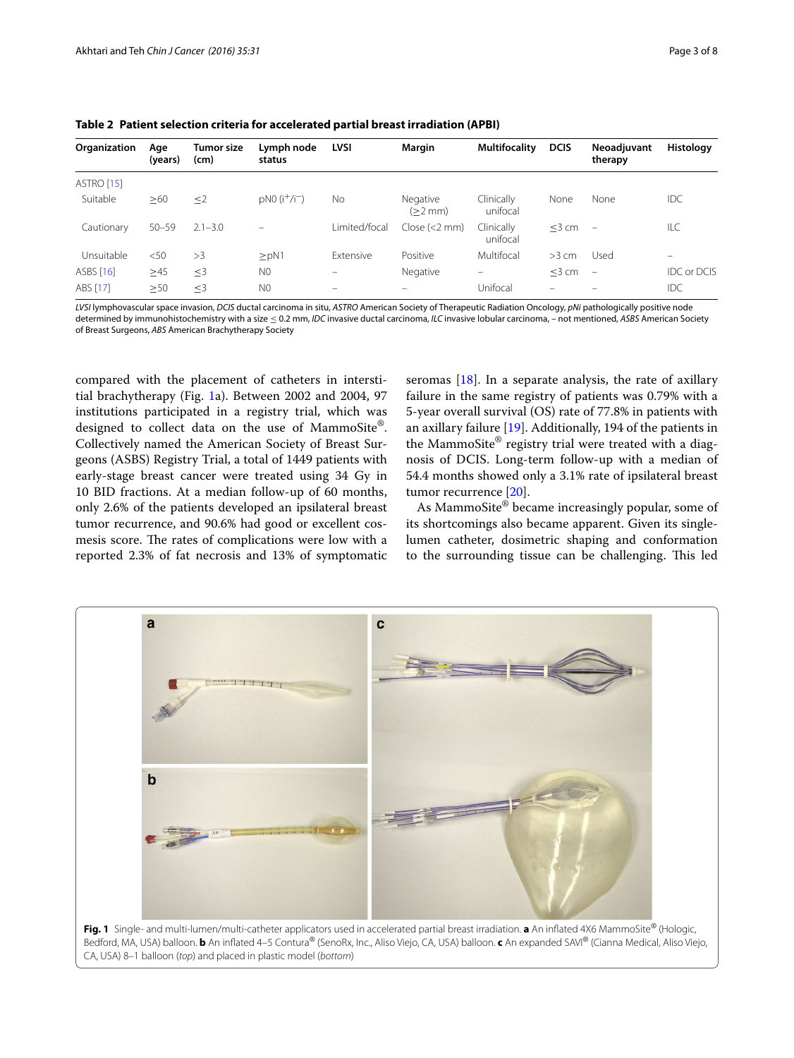**Table 2 Patient selection criteria for accelerated partial breast irradiation (APBI)**

| Organization | Age (years) | Tumor size (cm) | Lymph node status | LVSI | Margin | Multifocality | DCIS | Neoadjuvant therapy | Histology |
|---|---|---|---|---|---|---|---|---|---|
| ASTRO [15] | | | | | | | | | |
| Suitable | ≥60 | ≤2 | pN0 ($i^{+}/i^{-}$) | No | Negative (≥2 mm) | Clinically unifocal | None | None | IDC |
| Cautionary | 50–59 | 2.1–3.0 | – | Limited/focal | Close (<2 mm) | Clinically unifocal | ≤3 cm | – | ILC |
| Unsuitable | <50 | >3 | ≥pN1 | Extensive | Positive | Multifocal | >3 cm | Used | – |
| ASBS [16] | ≥45 | ≤3 | N0 | – | Negative | – | ≤3 cm | – | IDC or DCIS |
| ABS [17] | ≥50 | ≤3 | N0 | – | – | Unifocal | – | – | IDC |

*LVSI* lymphovascular space invasion, *DCIS* ductal carcinoma in situ, *ASTRO* American Society of Therapeutic Radiation Oncology, *pNi* pathologically positive node determined by immunohistochemistry with a size ≤ 0.2 mm, *IDC* invasive ductal carcinoma, *ILC* invasive lobular carcinoma, – not mentioned, *ASBS* American Society of Breast Surgeons, *ABS* American Brachytherapy Society

compared with the placement of catheters in interstitial brachytherapy (Fig. 1a). Between 2002 and 2004, 97 institutions participated in a registry trial, which was designed to collect data on the use of MammoSite®. Collectively named the American Society of Breast Surgeons (ASBS) Registry Trial, a total of 1449 patients with early-stage breast cancer were treated using 34 Gy in 10 BID fractions. At a median follow-up of 60 months, only 2.6% of the patients developed an ipsilateral breast tumor recurrence, and 90.6% had good or excellent cosmesis score. The rates of complications were low with a reported 2.3% of fat necrosis and 13% of symptomatic seromas [18]. In a separate analysis, the rate of axillary failure in the same registry of patients was 0.79% with a 5-year overall survival (OS) rate of 77.8% in patients with an axillary failure [19]. Additionally, 194 of the patients in the MammoSite® registry trial were treated with a diagnosis of DCIS. Long-term follow-up with a median of 54.4 months showed only a 3.1% rate of ipsilateral breast tumor recurrence [20].

As MammoSite® became increasingly popular, some of its shortcomings also became apparent. Given its single-lumen catheter, dosimetric shaping and conformation to the surrounding tissue can be challenging. This led

**Fig. 1** Single- and multi-lumen/multi-catheter applicators used in accelerated partial breast irradiation. **a** An inflated 4X6 MammoSite® (Hologic, Bedford, MA, USA) balloon. **b** An inflated 4–5 Contura® (SenoRx, Inc., Aliso Viejo, CA, USA) balloon. **c** An expanded SAVI® (Cianna Medical, Aliso Viejo, CA, USA) 8–1 balloon (*top*) and placed in plastic model (*bottom*)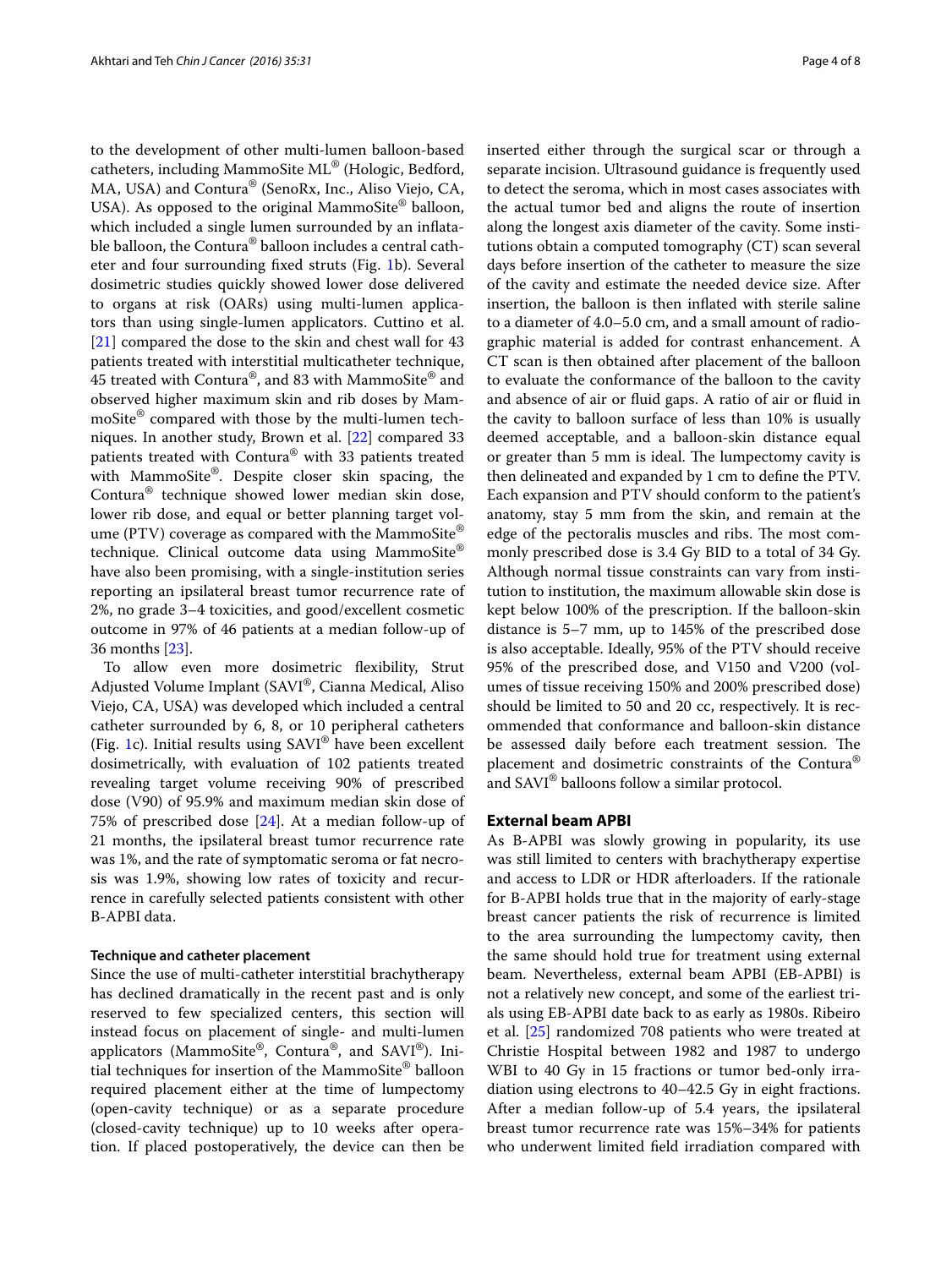to the development of other multi-lumen balloon-based catheters, including MammoSite ML® (Hologic, Bedford, MA, USA) and Contura® (SenoRx, Inc., Aliso Viejo, CA, USA). As opposed to the original MammoSite® balloon, which included a single lumen surrounded by an inflatable balloon, the Contura® balloon includes a central catheter and four surrounding fixed struts (Fig. 1b). Several dosimetric studies quickly showed lower dose delivered to organs at risk (OARs) using multi-lumen applicators than using single-lumen applicators. Cuttino et al. [21] compared the dose to the skin and chest wall for 43 patients treated with interstitial multicatheter technique, 45 treated with Contura®, and 83 with MammoSite® and observed higher maximum skin and rib doses by MammoSite® compared with those by the multi-lumen techniques. In another study, Brown et al. [22] compared 33 patients treated with Contura® with 33 patients treated with MammoSite®. Despite closer skin spacing, the Contura® technique showed lower median skin dose, lower rib dose, and equal or better planning target volume (PTV) coverage as compared with the MammoSite® technique. Clinical outcome data using MammoSite® have also been promising, with a single-institution series reporting an ipsilateral breast tumor recurrence rate of 2%, no grade 3–4 toxicities, and good/excellent cosmetic outcome in 97% of 46 patients at a median follow-up of 36 months [23].

To allow even more dosimetric flexibility, Strut Adjusted Volume Implant (SAVI®, Cianna Medical, Aliso Viejo, CA, USA) was developed which included a central catheter surrounded by 6, 8, or 10 peripheral catheters (Fig. 1c). Initial results using SAVI® have been excellent dosimetrically, with evaluation of 102 patients treated revealing target volume receiving 90% of prescribed dose (V90) of 95.9% and maximum median skin dose of 75% of prescribed dose [24]. At a median follow-up of 21 months, the ipsilateral breast tumor recurrence rate was 1%, and the rate of symptomatic seroma or fat necrosis was 1.9%, showing low rates of toxicity and recurrence in carefully selected patients consistent with other B-APBI data.

### Technique and catheter placement

Since the use of multi-catheter interstitial brachytherapy has declined dramatically in the recent past and is only reserved to few specialized centers, this section will instead focus on placement of single- and multi-lumen applicators (MammoSite®, Contura®, and SAVI®). Initial techniques for insertion of the MammoSite® balloon required placement either at the time of lumpectomy (open-cavity technique) or as a separate procedure (closed-cavity technique) up to 10 weeks after operation. If placed postoperatively, the device can then be inserted either through the surgical scar or through a separate incision. Ultrasound guidance is frequently used to detect the seroma, which in most cases associates with the actual tumor bed and aligns the route of insertion along the longest axis diameter of the cavity. Some institutions obtain a computed tomography (CT) scan several days before insertion of the catheter to measure the size of the cavity and estimate the needed device size. After insertion, the balloon is then inflated with sterile saline to a diameter of 4.0–5.0 cm, and a small amount of radiographic material is added for contrast enhancement. A CT scan is then obtained after placement of the balloon to evaluate the conformance of the balloon to the cavity and absence of air or fluid gaps. A ratio of air or fluid in the cavity to balloon surface of less than 10% is usually deemed acceptable, and a balloon-skin distance equal or greater than 5 mm is ideal. The lumpectomy cavity is then delineated and expanded by 1 cm to define the PTV. Each expansion and PTV should conform to the patient's anatomy, stay 5 mm from the skin, and remain at the edge of the pectoralis muscles and ribs. The most commonly prescribed dose is 3.4 Gy BID to a total of 34 Gy. Although normal tissue constraints can vary from institution to institution, the maximum allowable skin dose is kept below 100% of the prescription. If the balloon-skin distance is 5–7 mm, up to 145% of the prescribed dose is also acceptable. Ideally, 95% of the PTV should receive 95% of the prescribed dose, and V150 and V200 (volumes of tissue receiving 150% and 200% prescribed dose) should be limited to 50 and 20 cc, respectively. It is recommended that conformance and balloon-skin distance be assessed daily before each treatment session. The placement and dosimetric constraints of the Contura® and SAVI® balloons follow a similar protocol.

## External beam APBI

As B-APBI was slowly growing in popularity, its use was still limited to centers with brachytherapy expertise and access to LDR or HDR afterloaders. If the rationale for B-APBI holds true that in the majority of early-stage breast cancer patients the risk of recurrence is limited to the area surrounding the lumpectomy cavity, then the same should hold true for treatment using external beam. Nevertheless, external beam APBI (EB-APBI) is not a relatively new concept, and some of the earliest trials using EB-APBI date back to as early as 1980s. Ribeiro et al. [25] randomized 708 patients who were treated at Christie Hospital between 1982 and 1987 to undergo WBI to 40 Gy in 15 fractions or tumor bed-only irradiation using electrons to 40–42.5 Gy in eight fractions. After a median follow-up of 5.4 years, the ipsilateral breast tumor recurrence rate was 15%–34% for patients who underwent limited field irradiation compared with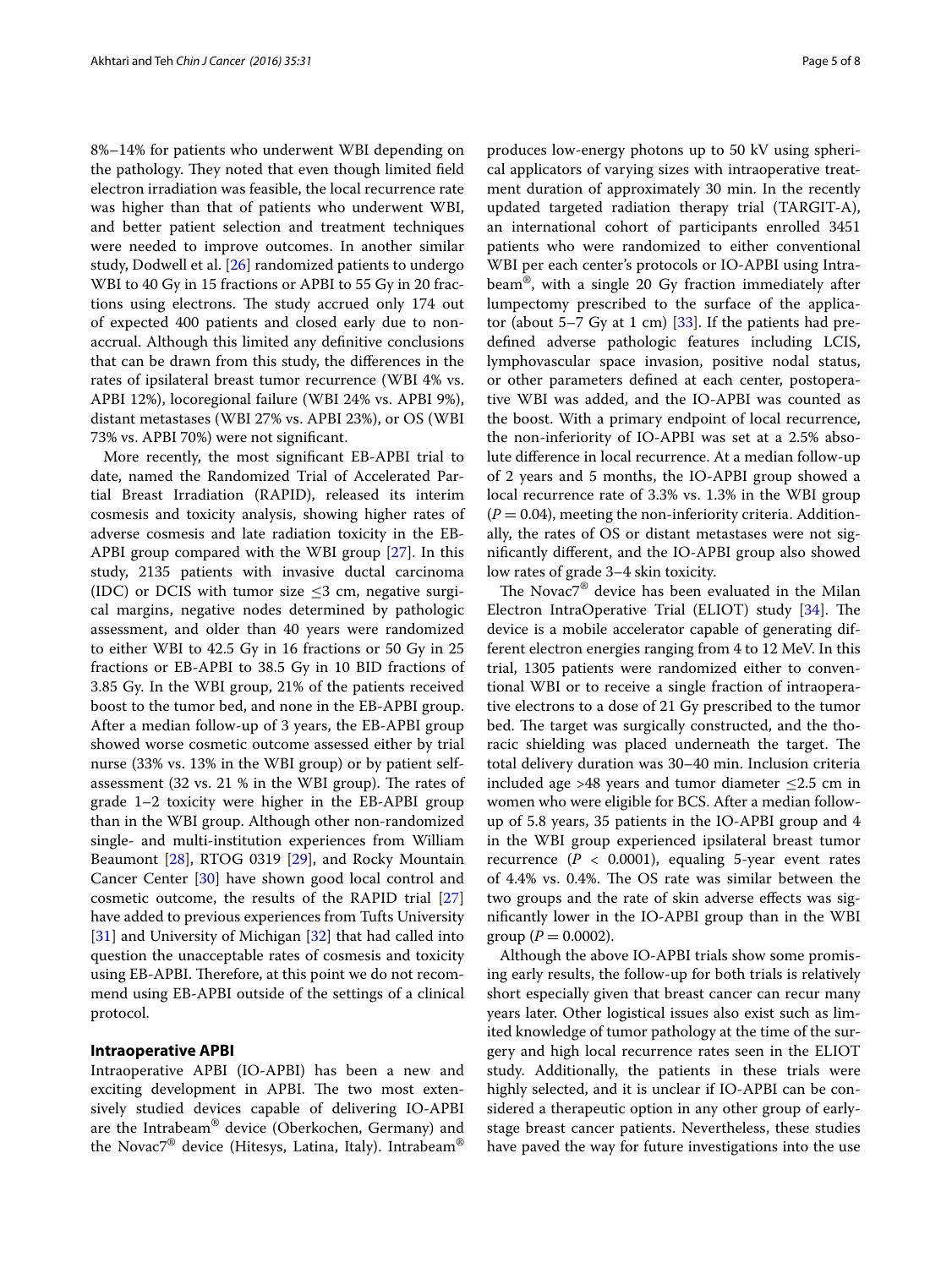8%–14% for patients who underwent WBI depending on the pathology. They noted that even though limited field electron irradiation was feasible, the local recurrence rate was higher than that of patients who underwent WBI, and better patient selection and treatment techniques were needed to improve outcomes. In another similar study, Dodwell et al. [26] randomized patients to undergo WBI to 40 Gy in 15 fractions or APBI to 55 Gy in 20 fractions using electrons. The study accrued only 174 out of expected 400 patients and closed early due to non-accrual. Although this limited any definitive conclusions that can be drawn from this study, the differences in the rates of ipsilateral breast tumor recurrence (WBI 4% vs. APBI 12%), locoregional failure (WBI 24% vs. APBI 9%), distant metastases (WBI 27% vs. APBI 23%), or OS (WBI 73% vs. APBI 70%) were not significant.

More recently, the most significant EB-APBI trial to date, named the Randomized Trial of Accelerated Partial Breast Irradiation (RAPID), released its interim cosmesis and toxicity analysis, showing higher rates of adverse cosmesis and late radiation toxicity in the EB-APBI group compared with the WBI group [27]. In this study, 2135 patients with invasive ductal carcinoma (IDC) or DCIS with tumor size ≤3 cm, negative surgical margins, negative nodes determined by pathologic assessment, and older than 40 years were randomized to either WBI to 42.5 Gy in 16 fractions or 50 Gy in 25 fractions or EB-APBI to 38.5 Gy in 10 BID fractions of 3.85 Gy. In the WBI group, 21% of the patients received boost to the tumor bed, and none in the EB-APBI group. After a median follow-up of 3 years, the EB-APBI group showed worse cosmetic outcome assessed either by trial nurse (33% vs. 13% in the WBI group) or by patient self-assessment (32 vs. 21 % in the WBI group). The rates of grade 1–2 toxicity were higher in the EB-APBI group than in the WBI group. Although other non-randomized single- and multi-institution experiences from William Beaumont [28], RTOG 0319 [29], and Rocky Mountain Cancer Center [30] have shown good local control and cosmetic outcome, the results of the RAPID trial [27] have added to previous experiences from Tufts University [31] and University of Michigan [32] that had called into question the unacceptable rates of cosmesis and toxicity using EB-APBI. Therefore, at this point we do not recommend using EB-APBI outside of the settings of a clinical protocol.

## Intraoperative APBI

Intraoperative APBI (IO-APBI) has been a new and exciting development in APBI. The two most extensively studied devices capable of delivering IO-APBI are the Intrabeam® device (Oberkochen, Germany) and the Novac7® device (Hitesys, Latina, Italy). Intrabeam® produces low-energy photons up to 50 kV using spherical applicators of varying sizes with intraoperative treatment duration of approximately 30 min. In the recently updated targeted radiation therapy trial (TARGIT-A), an international cohort of participants enrolled 3451 patients who were randomized to either conventional WBI per each center's protocols or IO-APBI using Intrabeam®, with a single 20 Gy fraction immediately after lumpectomy prescribed to the surface of the applicator (about 5–7 Gy at 1 cm) [33]. If the patients had predefined adverse pathologic features including LCIS, lymphovascular space invasion, positive nodal status, or other parameters defined at each center, postoperative WBI was added, and the IO-APBI was counted as the boost. With a primary endpoint of local recurrence, the non-inferiority of IO-APBI was set at a 2.5% absolute difference in local recurrence. At a median follow-up of 2 years and 5 months, the IO-APBI group showed a local recurrence rate of 3.3% vs. 1.3% in the WBI group ($P = 0.04$), meeting the non-inferiority criteria. Additionally, the rates of OS or distant metastases were not significantly different, and the IO-APBI group also showed low rates of grade 3–4 skin toxicity.

The Novac7® device has been evaluated in the Milan Electron IntraOperative Trial (ELIOT) study [34]. The device is a mobile accelerator capable of generating different electron energies ranging from 4 to 12 MeV. In this trial, 1305 patients were randomized either to conventional WBI or to receive a single fraction of intraoperative electrons to a dose of 21 Gy prescribed to the tumor bed. The target was surgically constructed, and the thoracic shielding was placed underneath the target. The total delivery duration was 30–40 min. Inclusion criteria included age >48 years and tumor diameter ≤2.5 cm in women who were eligible for BCS. After a median follow-up of 5.8 years, 35 patients in the IO-APBI group and 4 in the WBI group experienced ipsilateral breast tumor recurrence ($P < 0.0001$), equaling 5-year event rates of 4.4% vs. 0.4%. The OS rate was similar between the two groups and the rate of skin adverse effects was significantly lower in the IO-APBI group than in the WBI group ($P = 0.0002$).

Although the above IO-APBI trials show some promising early results, the follow-up for both trials is relatively short especially given that breast cancer can recur many years later. Other logistical issues also exist such as limited knowledge of tumor pathology at the time of the surgery and high local recurrence rates seen in the ELIOT study. Additionally, the patients in these trials were highly selected, and it is unclear if IO-APBI can be considered a therapeutic option in any other group of early-stage breast cancer patients. Nevertheless, these studies have paved the way for future investigations into the use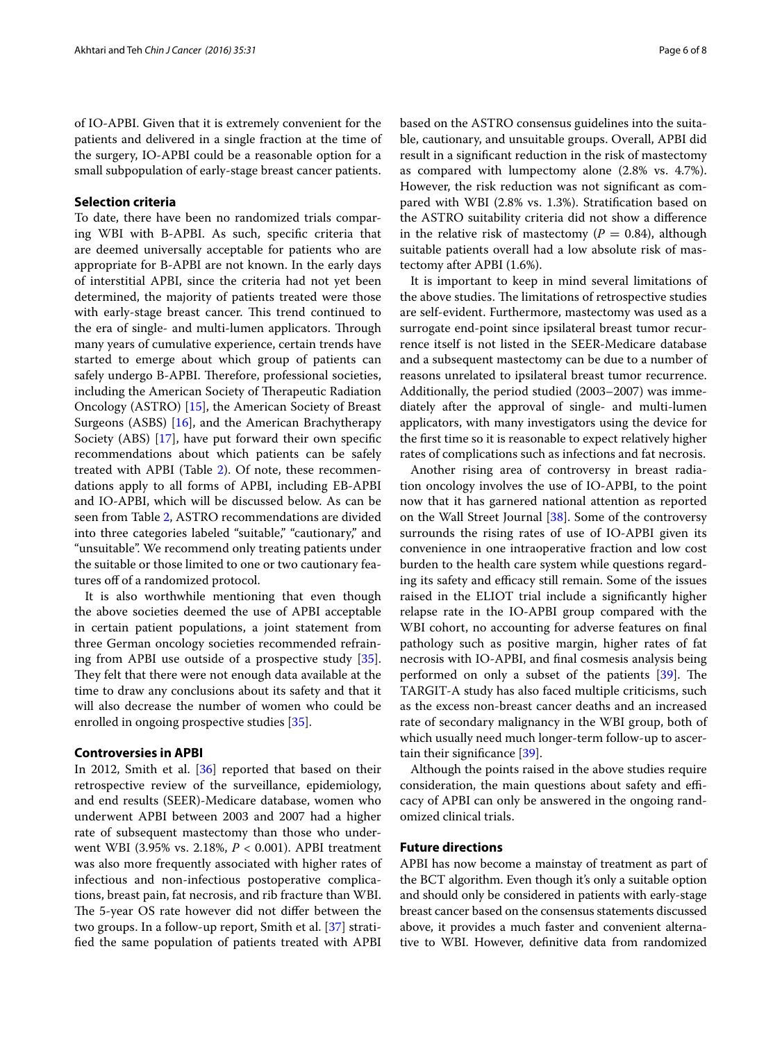of IO-APBI. Given that it is extremely convenient for the patients and delivered in a single fraction at the time of the surgery, IO-APBI could be a reasonable option for a small subpopulation of early-stage breast cancer patients.

### Selection criteria

To date, there have been no randomized trials comparing WBI with B-APBI. As such, specific criteria that are deemed universally acceptable for patients who are appropriate for B-APBI are not known. In the early days of interstitial APBI, since the criteria had not yet been determined, the majority of patients treated were those with early-stage breast cancer. This trend continued to the era of single- and multi-lumen applicators. Through many years of cumulative experience, certain trends have started to emerge about which group of patients can safely undergo B-APBI. Therefore, professional societies, including the American Society of Therapeutic Radiation Oncology (ASTRO) [15], the American Society of Breast Surgeons (ASBS) [16], and the American Brachytherapy Society (ABS) [17], have put forward their own specific recommendations about which patients can be safely treated with APBI (Table 2). Of note, these recommendations apply to all forms of APBI, including EB-APBI and IO-APBI, which will be discussed below. As can be seen from Table 2, ASTRO recommendations are divided into three categories labeled "suitable," "cautionary," and "unsuitable". We recommend only treating patients under the suitable or those limited to one or two cautionary features off of a randomized protocol.

It is also worthwhile mentioning that even though the above societies deemed the use of APBI acceptable in certain patient populations, a joint statement from three German oncology societies recommended refraining from APBI use outside of a prospective study [35]. They felt that there were not enough data available at the time to draw any conclusions about its safety and that it will also decrease the number of women who could be enrolled in ongoing prospective studies [35].

### Controversies in APBI

In 2012, Smith et al. [36] reported that based on their retrospective review of the surveillance, epidemiology, and end results (SEER)-Medicare database, women who underwent APBI between 2003 and 2007 had a higher rate of subsequent mastectomy than those who underwent WBI (3.95% vs. 2.18%, $P < 0.001$). APBI treatment was also more frequently associated with higher rates of infectious and non-infectious postoperative complications, breast pain, fat necrosis, and rib fracture than WBI. The 5-year OS rate however did not differ between the two groups. In a follow-up report, Smith et al. [37] stratified the same population of patients treated with APBI based on the ASTRO consensus guidelines into the suitable, cautionary, and unsuitable groups. Overall, APBI did result in a significant reduction in the risk of mastectomy as compared with lumpectomy alone (2.8% vs. 4.7%). However, the risk reduction was not significant as compared with WBI (2.8% vs. 1.3%). Stratification based on the ASTRO suitability criteria did not show a difference in the relative risk of mastectomy ($P = 0.84$), although suitable patients overall had a low absolute risk of mastectomy after APBI (1.6%).

It is important to keep in mind several limitations of the above studies. The limitations of retrospective studies are self-evident. Furthermore, mastectomy was used as a surrogate end-point since ipsilateral breast tumor recurrence itself is not listed in the SEER-Medicare database and a subsequent mastectomy can be due to a number of reasons unrelated to ipsilateral breast tumor recurrence. Additionally, the period studied (2003–2007) was immediately after the approval of single- and multi-lumen applicators, with many investigators using the device for the first time so it is reasonable to expect relatively higher rates of complications such as infections and fat necrosis.

Another rising area of controversy in breast radiation oncology involves the use of IO-APBI, to the point now that it has garnered national attention as reported on the Wall Street Journal [38]. Some of the controversy surrounds the rising rates of use of IO-APBI given its convenience in one intraoperative fraction and low cost burden to the health care system while questions regarding its safety and efficacy still remain. Some of the issues raised in the ELIOT trial include a significantly higher relapse rate in the IO-APBI group compared with the WBI cohort, no accounting for adverse features on final pathology such as positive margin, higher rates of fat necrosis with IO-APBI, and final cosmesis analysis being performed on only a subset of the patients [39]. The TARGIT-A study has also faced multiple criticisms, such as the excess non-breast cancer deaths and an increased rate of secondary malignancy in the WBI group, both of which usually need much longer-term follow-up to ascertain their significance [39].

Although the points raised in the above studies require consideration, the main questions about safety and efficacy of APBI can only be answered in the ongoing randomized clinical trials.

### Future directions

APBI has now become a mainstay of treatment as part of the BCT algorithm. Even though it's only a suitable option and should only be considered in patients with early-stage breast cancer based on the consensus statements discussed above, it provides a much faster and convenient alternative to WBI. However, definitive data from randomized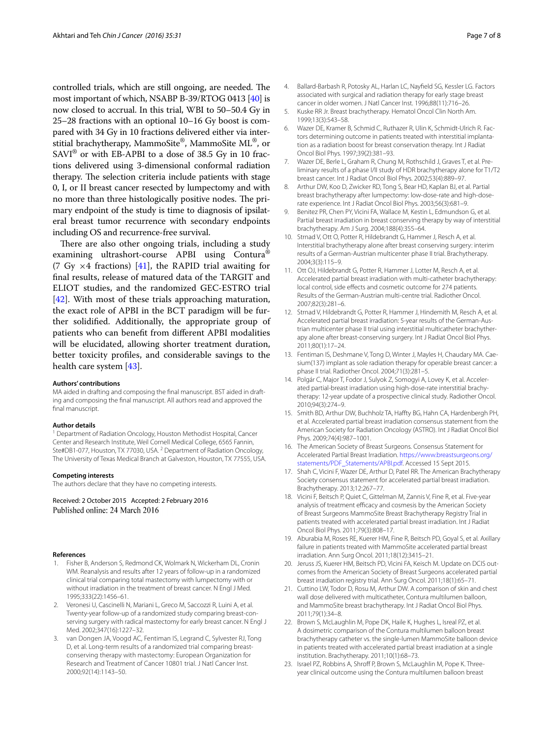controlled trials, which are still ongoing, are needed. The most important of which, NSABP B-39/RTOG 0413 [40] is now closed to accrual. In this trial, WBI to 50–50.4 Gy in 25–28 fractions with an optional 10–16 Gy boost is compared with 34 Gy in 10 fractions delivered either via interstitial brachytherapy, MammoSite®, MammoSite ML®, or SAVI® or with EB-APBI to a dose of 38.5 Gy in 10 fractions delivered using 3-dimensional conformal radiation therapy. The selection criteria include patients with stage 0, I, or II breast cancer resected by lumpectomy and with no more than three histologically positive nodes. The primary endpoint of the study is time to diagnosis of ipsilateral breast tumor recurrence with secondary endpoints including OS and recurrence-free survival.

There are also other ongoing trials, including a study examining ultrashort-course APBI using Contura® (7 Gy ×4 fractions) [41], the RAPID trial awaiting for final results, release of matured data of the TARGIT and ELIOT studies, and the randomized GEC-ESTRO trial [42]. With most of these trials approaching maturation, the exact role of APBI in the BCT paradigm will be further solidified. Additionally, the appropriate group of patients who can benefit from different APBI modalities will be elucidated, allowing shorter treatment duration, better toxicity profiles, and considerable savings to the health care system [43].

#### Authors' contributions

MA aided in drafting and composing the final manuscript. BST aided in drafting and composing the final manuscript. All authors read and approved the final manuscript.

#### Author details

[1] Department of Radiation Oncology, Houston Methodist Hospital, Cancer Center and Research Institute, Weil Cornell Medical College, 6565 Fannin, Ste#DB1-077, Houston, TX 77030, USA. [2] Department of Radiation Oncology, The University of Texas Medical Branch at Galveston, Houston, TX 77555, USA.

#### Competing interests

The authors declare that they have no competing interests.

Received: 2 October 2015 Accepted: 2 February 2016
Published online: 24 March 2016

#### References

1. Fisher B, Anderson S, Redmond CK, Wolmark N, Wickerham DL, Cronin WM. Reanalysis and results after 12 years of follow-up in a randomized clinical trial comparing total mastectomy with lumpectomy with or without irradiation in the treatment of breast cancer. N Engl J Med. 1995;333(22):1456–61.
2. Veronesi U, Cascinelli N, Mariani L, Greco M, Saccozzi R, Luini A, et al. Twenty-year follow-up of a randomized study comparing breast-conserving surgery with radical mastectomy for early breast cancer. N Engl J Med. 2002;347(16):1227–32.
3. van Dongen JA, Voogd AC, Fentiman IS, Legrand C, Sylvester RJ, Tong D, et al. Long-term results of a randomized trial comparing breast-conserving therapy with mastectomy: European Organization for Research and Treatment of Cancer 10801 trial. J Natl Cancer Inst. 2000;92(14):1143–50.
4. Ballard-Barbash R, Potosky AL, Harlan LC, Nayfield SG, Kessler LG. Factors associated with surgical and radiation therapy for early stage breast cancer in older women. J Natl Cancer Inst. 1996;88(11):716–26.
5. Kuske RR Jr. Breast brachytherapy. Hematol Oncol Clin North Am. 1999;13(3):543–58.
6. Wazer DE, Kramer B, Schmid C, Ruthazer R, Ulin K, Schmidt-Ulrich R. Factors determining outcome in patients treated with interstitial implantation as a radiation boost for breast conservation therapy. Int J Radiat Oncol Biol Phys. 1997;39(2):381–93.
7. Wazer DE, Berle L, Graham R, Chung M, Rothschild J, Graves T, et al. Preliminary results of a phase I/II study of HDR brachytherapy alone for T1/T2 breast cancer. Int J Radiat Oncol Biol Phys. 2002;53(4):889–97.
8. Arthur DW, Koo D, Zwicker RD, Tong S, Bear HD, Kaplan BJ, et al. Partial breast brachytherapy after lumpectomy: low-dose-rate and high-dose-rate experience. Int J Radiat Oncol Biol Phys. 2003;56(3):681–9.
9. Benitez PR, Chen PY, Vicini FA, Wallace M, Kestin L, Edmundson G, et al. Partial breast irradiation in breast conserving therapy by way of interstitial brachytherapy. Am J Surg. 2004;188(4):355–64.
10. Strnad V, Ott O, Potter R, Hildebrandt G, Hammer J, Resch A, et al. Interstitial brachytherapy alone after breast conserving surgery: interim results of a German-Austrian multicenter phase II trial. Brachytherapy. 2004;3(3):115–9.
11. Ott OJ, Hildebrandt G, Potter R, Hammer J, Lotter M, Resch A, et al. Accelerated partial breast irradiation with multi-catheter brachytherapy: local control, side effects and cosmetic outcome for 274 patients. Results of the German-Austrian multi-centre trial. Radiother Oncol. 2007;82(3):281–6.
12. Strnad V, Hildebrandt G, Potter R, Hammer J, Hindemith M, Resch A, et al. Accelerated partial breast irradiation: 5-year results of the German-Austrian multicenter phase II trial using interstitial multicatheter brachytherapy alone after breast-conserving surgery. Int J Radiat Oncol Biol Phys. 2011;80(1):17–24.
13. Fentiman IS, Deshmane V, Tong D, Winter J, Mayles H, Chaudary MA. Caesium(137) implant as sole radiation therapy for operable breast cancer: a phase II trial. Radiother Oncol. 2004;71(3):281–5.
14. Polgár C, Major T, Fodor J, Sulyok Z, Somogyi A, Lovey K, et al. Accelerated partial-breast irradiation using high-dose-rate interstitial brachytherapy: 12-year update of a prospective clinical study. Radiother Oncol. 2010;94(3):274–9.
15. Smith BD, Arthur DW, Buchholz TA, Haffty BG, Hahn CA, Hardenbergh PH, et al. Accelerated partial breast irradiation consensus statement from the American Society for Radiation Oncology (ASTRO). Int J Radiat Oncol Biol Phys. 2009;74(4):987–1001.
16. The American Society of Breast Surgeons. Consensus Statement for Accelerated Partial Breast Irradiation. https://www.breastsurgeons.org/statements/PDF_Statements/APBI.pdf. Accessed 15 Sept 2015.
17. Shah C, Vicini F, Wazer DE, Arthur D, Patel RR. The American Brachytherapy Society consensus statement for accelerated partial breast irradiation. Brachytherapy. 2013;12:267–77.
18. Vicini F, Beitsch P, Quiet C, Gittelman M, Zannis V, Fine R, et al. Five-year analysis of treatment efficacy and cosmesis by the American Society of Breast Surgeons MammoSite Breast Brachytherapy Registry Trial in patients treated with accelerated partial breast irradiation. Int J Radiat Oncol Biol Phys. 2011;79(3):808–17.
19. Aburabia M, Roses RE, Kuerer HM, Fine R, Beitsch PD, Goyal S, et al. Axillary failure in patients treated with MammoSite accelerated partial breast irradiation. Ann Surg Oncol. 2011;18(12):3415–21.
20. Jeruss JS, Kuerer HM, Beitsch PD, Vicini FA, Keisch M. Update on DCIS outcomes from the American Society of Breast Surgeons accelerated partial breast irradiation registry trial. Ann Surg Oncol. 2011;18(1):65–71.
21. Cuttino LW, Todor D, Rosu M, Arthur DW. A comparison of skin and chest wall dose delivered with multicatheter, Contura multilumen balloon, and MammoSite breast brachytherapy. Int J Radiat Oncol Biol Phys. 2011;79(1):34–8.
22. Brown S, McLaughlin M, Pope DK, Haile K, Hughes L, Isreal PZ, et al. A dosimetric comparison of the Contura multilumen balloon breast brachytherapy catheter vs. the single-lumen MammoSite balloon device in patients treated with accelerated partial breast irradiation at a single institution. Brachytherapy. 2011;10(1):68–73.
23. Israel PZ, Robbins A, Shroff P, Brown S, McLaughlin M, Pope K. Three-year clinical outcome using the Contura multilumen balloon breast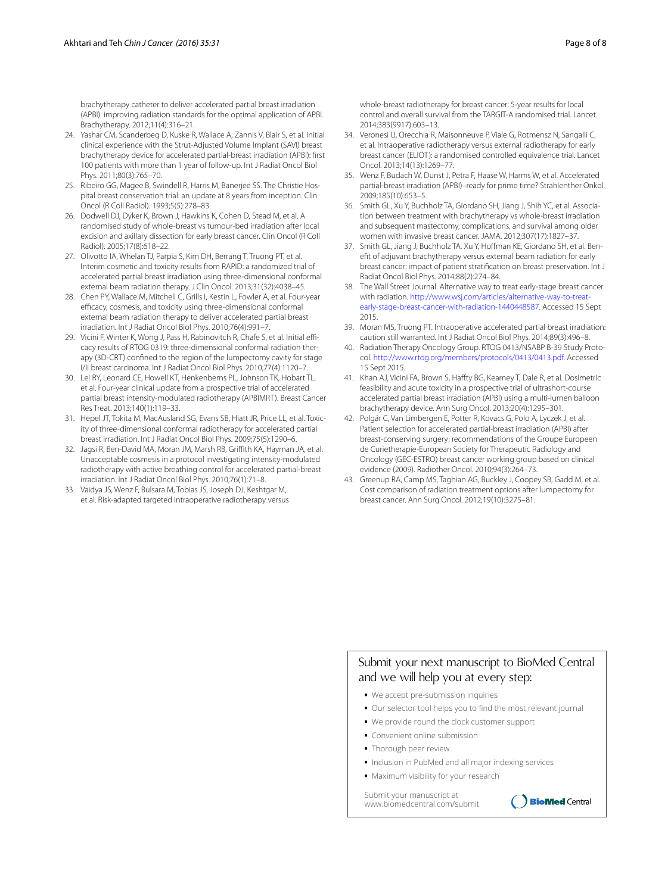brachytherapy catheter to deliver accelerated partial breast irradiation (APBI): improving radiation standards for the optimal application of APBI. Brachytherapy. 2012;11(4):316–21.

24. Yashar CM, Scanderbeg D, Kuske R, Wallace A, Zannis V, Blair S, et al. Initial clinical experience with the Strut-Adjusted Volume Implant (SAVI) breast brachytherapy device for accelerated partial-breast irradiation (APBI): first 100 patients with more than 1 year of follow-up. Int J Radiat Oncol Biol Phys. 2011;80(3):765–70.
25. Ribeiro GG, Magee B, Swindell R, Harris M, Banerjee SS. The Christie Hospital breast conservation trial: an update at 8 years from inception. Clin Oncol (R Coll Radiol). 1993;5(5):278–83.
26. Dodwell DJ, Dyker K, Brown J, Hawkins K, Cohen D, Stead M, et al. A randomised study of whole-breast vs tumour-bed irradiation after local excision and axillary dissection for early breast cancer. Clin Oncol (R Coll Radiol). 2005;17(8):618–22.
27. Olivotto IA, Whelan TJ, Parpia S, Kim DH, Berrang T, Truong PT, et al. Interim cosmetic and toxicity results from RAPID: a randomized trial of accelerated partial breast irradiation using three-dimensional conformal external beam radiation therapy. J Clin Oncol. 2013;31(32):4038–45.
28. Chen PY, Wallace M, Mitchell C, Grills I, Kestin L, Fowler A, et al. Four-year efficacy, cosmesis, and toxicity using three-dimensional conformal external beam radiation therapy to deliver accelerated partial breast irradiation. Int J Radiat Oncol Biol Phys. 2010;76(4):991–7.
29. Vicini F, Winter K, Wong J, Pass H, Rabinovitch R, Chafe S, et al. Initial efficacy results of RTOG 0319: three-dimensional conformal radiation therapy (3D-CRT) confined to the region of the lumpectomy cavity for stage I/II breast carcinoma. Int J Radiat Oncol Biol Phys. 2010;77(4):1120–7.
30. Lei RY, Leonard CE, Howell KT, Henkenberns PL, Johnson TK, Hobart TL, et al. Four-year clinical update from a prospective trial of accelerated partial breast intensity-modulated radiotherapy (APBIMRT). Breast Cancer Res Treat. 2013;140(1):119–33.
31. Hepel JT, Tokita M, MacAusland SG, Evans SB, Hiatt JR, Price LL, et al. Toxicity of three-dimensional conformal radiotherapy for accelerated partial breast irradiation. Int J Radiat Oncol Biol Phys. 2009;75(5):1290–6.
32. Jagsi R, Ben-David MA, Moran JM, Marsh RB, Griffith KA, Hayman JA, et al. Unacceptable cosmesis in a protocol investigating intensity-modulated radiotherapy with active breathing control for accelerated partial-breast irradiation. Int J Radiat Oncol Biol Phys. 2010;76(1):71–8.
33. Vaidya JS, Wenz F, Bulsara M, Tobias JS, Joseph DJ, Keshtgar M, et al. Risk-adapted targeted intraoperative radiotherapy versus whole-breast radiotherapy for breast cancer: 5-year results for local control and overall survival from the TARGIT-A randomised trial. Lancet. 2014;383(9917):603–13.
34. Veronesi U, Orecchia R, Maisonneuve P, Viale G, Rotmensz N, Sangalli C, et al. Intraoperative radiotherapy versus external radiotherapy for early breast cancer (ELIOT): a randomised controlled equivalence trial. Lancet Oncol. 2013;14(13):1269–77.
35. Wenz F, Budach W, Dunst J, Petra F, Haase W, Harms W, et al. Accelerated partial-breast irradiation (APBI)–ready for prime time? Strahlenther Onkol. 2009;185(10):653–5.
36. Smith GL, Xu Y, Buchholz TA, Giordano SH, Jiang J, Shih YC, et al. Association between treatment with brachytherapy vs whole-breast irradiation and subsequent mastectomy, complications, and survival among older women with invasive breast cancer. JAMA. 2012;307(17):1827–37.
37. Smith GL, Jiang J, Buchholz TA, Xu Y, Hoffman KE, Giordano SH, et al. Benefit of adjuvant brachytherapy versus external beam radiation for early breast cancer: impact of patient stratification on breast preservation. Int J Radiat Oncol Biol Phys. 2014;88(2):274–84.
38. The Wall Street Journal. Alternative way to treat early-stage breast cancer with radiation. http://www.wsj.com/articles/alternative-way-to-treat-early-stage-breast-cancer-with-radiation-1440448587. Accessed 15 Sept 2015.
39. Moran MS, Truong PT. Intraoperative accelerated partial breast irradiation: caution still warranted. Int J Radiat Oncol Biol Phys. 2014;89(3):496–8.
40. Radiation Therapy Oncology Group. RTOG 0413/NSABP B-39 Study Protocol. http://www.rtog.org/members/protocols/0413/0413.pdf. Accessed 15 Sept 2015.
41. Khan AJ, Vicini FA, Brown S, Haffty BG, Kearney T, Dale R, et al. Dosimetric feasibility and acute toxicity in a prospective trial of ultrashort-course accelerated partial breast irradiation (APBI) using a multi-lumen balloon brachytherapy device. Ann Surg Oncol. 2013;20(4):1295–301.
42. Polgár C, Van Limbergen E, Potter R, Kovacs G, Polo A, Lyczek J, et al. Patient selection for accelerated partial-breast irradiation (APBI) after breast-conserving surgery: recommendations of the Groupe Europeen de Curietherapie-European Society for Therapeutic Radiology and Oncology (GEC-ESTRO) breast cancer working group based on clinical evidence (2009). Radiother Oncol. 2010;94(3):264–73.
43. Greenup RA, Camp MS, Taghian AG, Buckley J, Coopey SB, Gadd M, et al. Cost comparison of radiation treatment options after lumpectomy for breast cancer. Ann Surg Oncol. 2012;19(10):3275–81.

Submit your next manuscript to BioMed Central and we will help you at every step:

- We accept pre-submission inquiries
- Our selector tool helps you to find the most relevant journal
- We provide round the clock customer support
- Convenient online submission
- Thorough peer review
- Inclusion in PubMed and all major indexing services
- Maximum visibility for your research

Submit your manuscript at www.biomedcentral.com/submit

BioMed Central